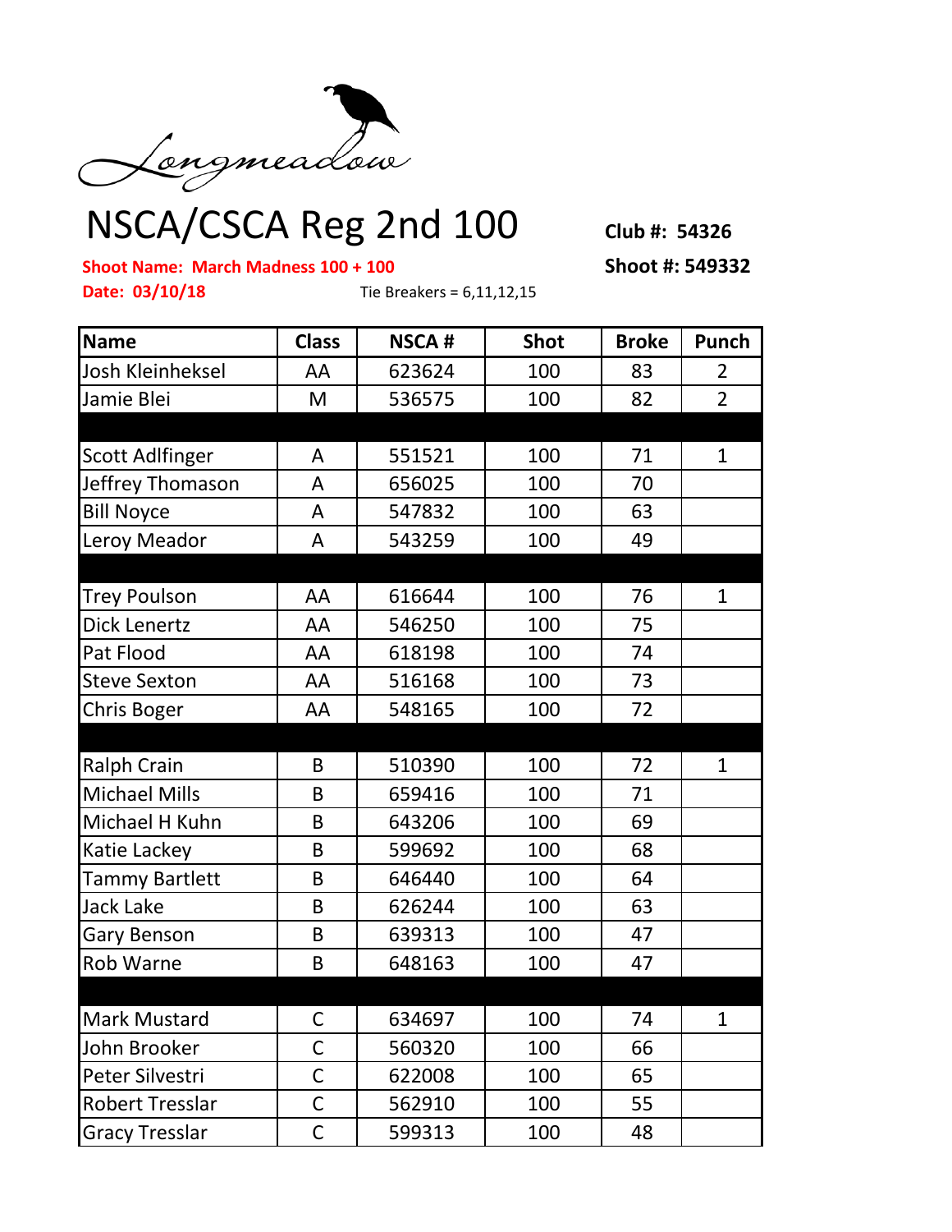Longmeadow

# NSCA/CSCA Reg 2nd 100

**Club #: 54326**

**Shoot Name: March Madness 100 + 100**

**Shoot #: 549332**

**Date: 03/10/18**

Tie Breakers = 6,11,12,15

| Name | Class | NSCA # | Shot | Broke | Punch |
|---|---|---|---|---|---|
| Josh Kleinheksel | AA | 623624 | 100 | 83 | 2 |
| Jamie Blei | M | 536575 | 100 | 82 | 2 |
| | | | | | |
| Scott Adlfinger | A | 551521 | 100 | 71 | 1 |
| Jeffrey Thomason | A | 656025 | 100 | 70 | |
| Bill Noyce | A | 547832 | 100 | 63 | |
| Leroy Meador | A | 543259 | 100 | 49 | |
| | | | | | |
| Trey Poulson | AA | 616644 | 100 | 76 | 1 |
| Dick Lenertz | AA | 546250 | 100 | 75 | |
| Pat Flood | AA | 618198 | 100 | 74 | |
| Steve Sexton | AA | 516168 | 100 | 73 | |
| Chris Boger | AA | 548165 | 100 | 72 | |
| | | | | | |
| Ralph Crain | B | 510390 | 100 | 72 | 1 |
| Michael Mills | B | 659416 | 100 | 71 | |
| Michael H Kuhn | B | 643206 | 100 | 69 | |
| Katie Lackey | B | 599692 | 100 | 68 | |
| Tammy Bartlett | B | 646440 | 100 | 64 | |
| Jack Lake | B | 626244 | 100 | 63 | |
| Gary Benson | B | 639313 | 100 | 47 | |
| Rob Warne | B | 648163 | 100 | 47 | |
| | | | | | |
| Mark Mustard | C | 634697 | 100 | 74 | 1 |
| John Brooker | C | 560320 | 100 | 66 | |
| Peter Silvestri | C | 622008 | 100 | 65 | |
| Robert Tresslar | C | 562910 | 100 | 55 | |
| Gracy Tresslar | C | 599313 | 100 | 48 | |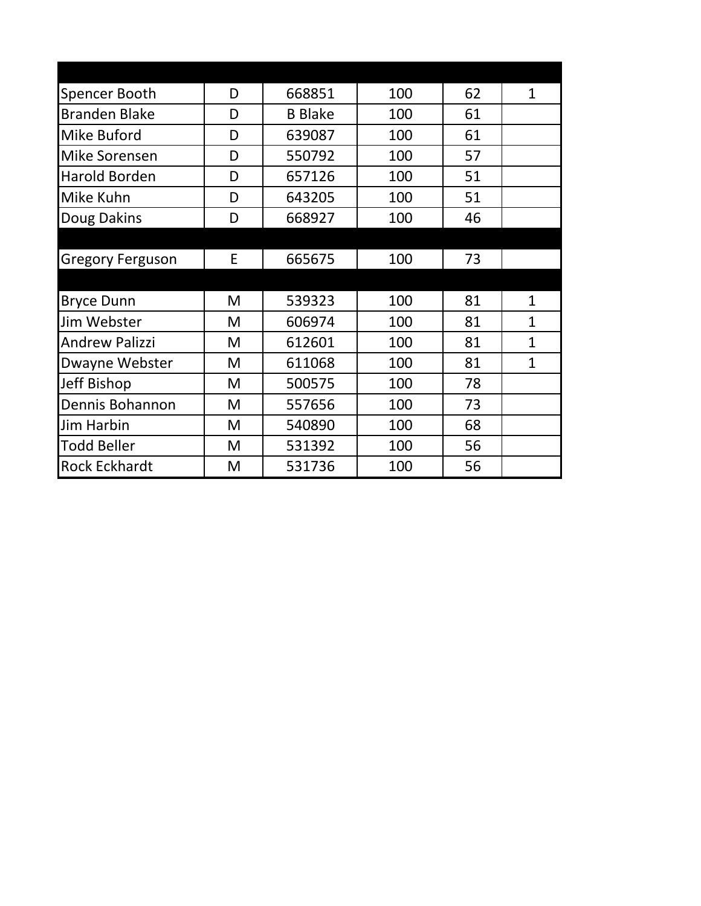| | | | | | |
|---|---|---|---|---|---|
| Spencer Booth | D | 668851 | 100 | 62 | 1 |
| Branden Blake | D | B Blake | 100 | 61 | |
| Mike Buford | D | 639087 | 100 | 61 | |
| Mike Sorensen | D | 550792 | 100 | 57 | |
| Harold Borden | D | 657126 | 100 | 51 | |
| Mike Kuhn | D | 643205 | 100 | 51 | |
| Doug Dakins | D | 668927 | 100 | 46 | |
| | | | | | |
| Gregory Ferguson | E | 665675 | 100 | 73 | |
| | | | | | |
| Bryce Dunn | M | 539323 | 100 | 81 | 1 |
| Jim Webster | M | 606974 | 100 | 81 | 1 |
| Andrew Palizzi | M | 612601 | 100 | 81 | 1 |
| Dwayne Webster | M | 611068 | 100 | 81 | 1 |
| Jeff Bishop | M | 500575 | 100 | 78 | |
| Dennis Bohannon | M | 557656 | 100 | 73 | |
| Jim Harbin | M | 540890 | 100 | 68 | |
| Todd Beller | M | 531392 | 100 | 56 | |
| Rock Eckhardt | M | 531736 | 100 | 56 | |